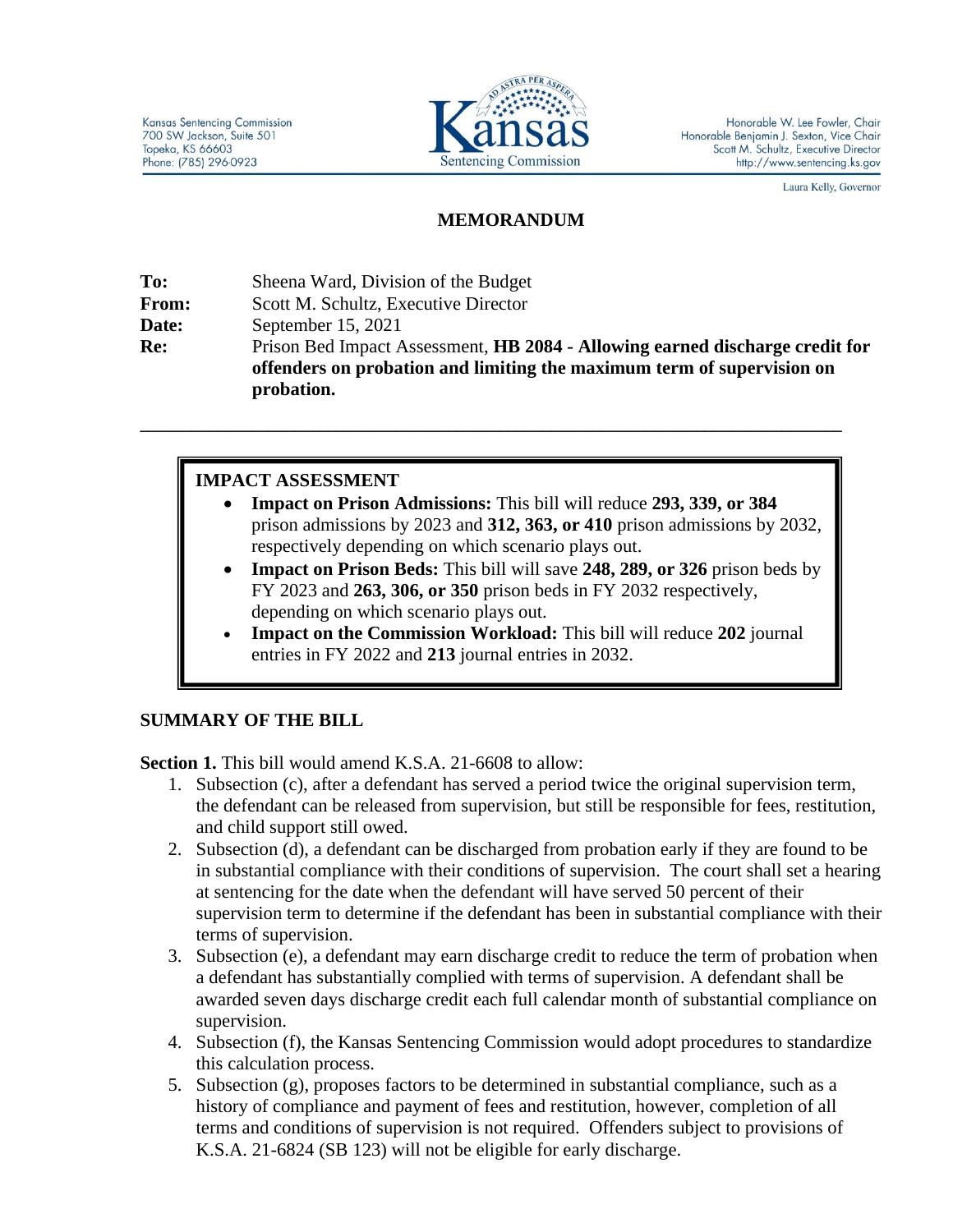Kansas Sentencing Commission
700 SW Jackson, Suite 501
Topeka, KS 66603
Phone: (785) 296-0923

Honorable W. Lee Fowler, Chair
Honorable Benjamin J. Sexton, Vice Chair
Scott M. Schultz, Executive Director
http://www.sentencing.ks.gov

Laura Kelly, Governor

## MEMORANDUM

**To:** Sheena Ward, Division of the Budget
**From:** Scott M. Schultz, Executive Director
**Date:** September 15, 2021
**Re:** Prison Bed Impact Assessment, **HB 2084 - Allowing earned discharge credit for offenders on probation and limiting the maximum term of supervision on probation.**

---

### IMPACT ASSESSMENT

- **Impact on Prison Admissions:** This bill will reduce **293, 339, or 384** prison admissions by 2023 and **312, 363, or 410** prison admissions by 2032, respectively depending on which scenario plays out.
- **Impact on Prison Beds:** This bill will save **248, 289, or 326** prison beds by FY 2023 and **263, 306, or 350** prison beds in FY 2032 respectively, depending on which scenario plays out.
- **Impact on the Commission Workload:** This bill will reduce **202** journal entries in FY 2022 and **213** journal entries in 2032.

### SUMMARY OF THE BILL

**Section 1.** This bill would amend K.S.A. 21-6608 to allow:

1. Subsection (c), after a defendant has served a period twice the original supervision term, the defendant can be released from supervision, but still be responsible for fees, restitution, and child support still owed.
2. Subsection (d), a defendant can be discharged from probation early if they are found to be in substantial compliance with their conditions of supervision. The court shall set a hearing at sentencing for the date when the defendant will have served 50 percent of their supervision term to determine if the defendant has been in substantial compliance with their terms of supervision.
3. Subsection (e), a defendant may earn discharge credit to reduce the term of probation when a defendant has substantially complied with terms of supervision. A defendant shall be awarded seven days discharge credit each full calendar month of substantial compliance on supervision.
4. Subsection (f), the Kansas Sentencing Commission would adopt procedures to standardize this calculation process.
5. Subsection (g), proposes factors to be determined in substantial compliance, such as a history of compliance and payment of fees and restitution, however, completion of all terms and conditions of supervision is not required. Offenders subject to provisions of K.S.A. 21-6824 (SB 123) will not be eligible for early discharge.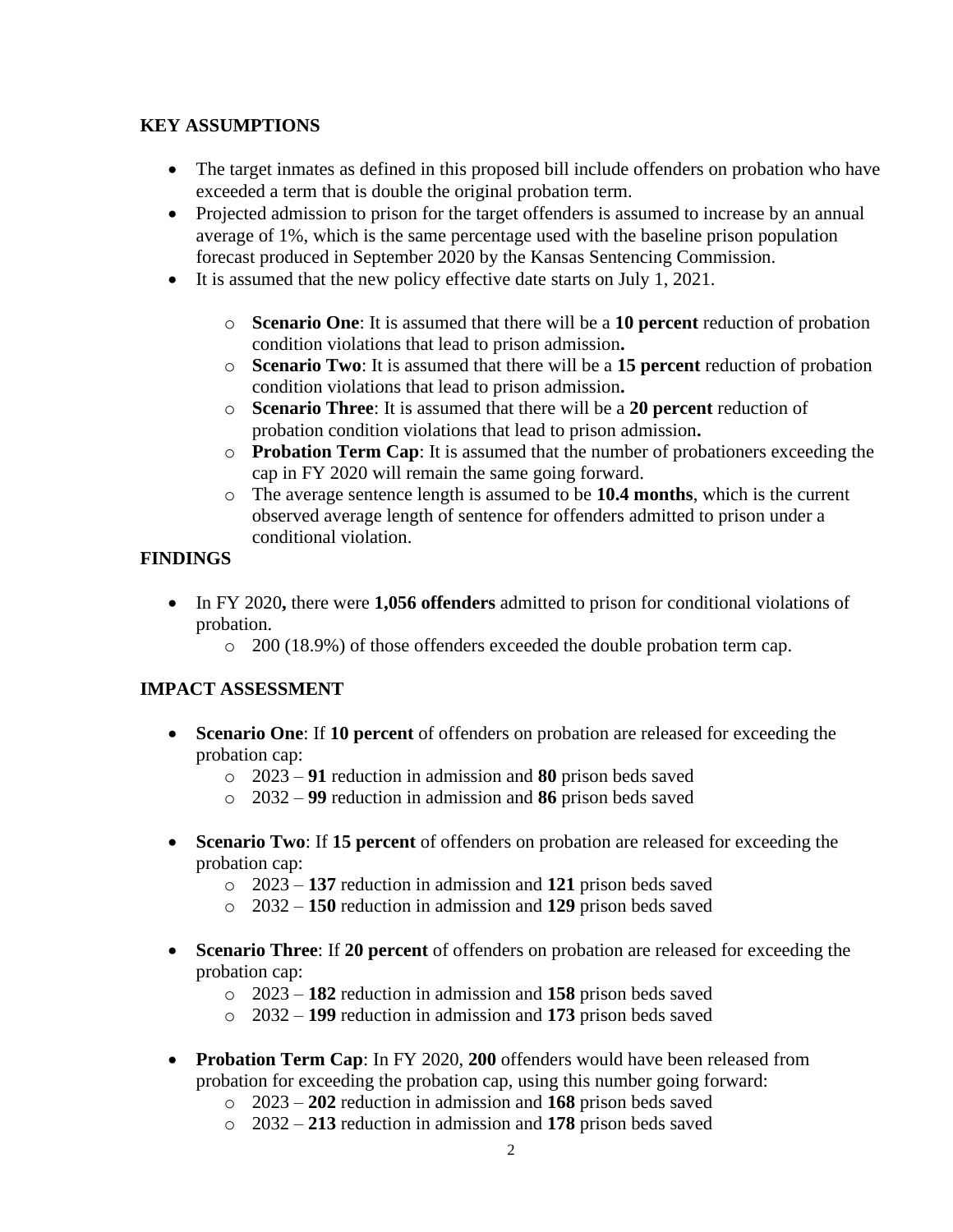### KEY ASSUMPTIONS

- The target inmates as defined in this proposed bill include offenders on probation who have exceeded a term that is double the original probation term.
- Projected admission to prison for the target offenders is assumed to increase by an annual average of 1%, which is the same percentage used with the baseline prison population forecast produced in September 2020 by the Kansas Sentencing Commission.
- It is assumed that the new policy effective date starts on July 1, 2021.
  - **Scenario One**: It is assumed that there will be a **10 percent** reduction of probation condition violations that lead to prison admission**.**
  - **Scenario Two**: It is assumed that there will be a **15 percent** reduction of probation condition violations that lead to prison admission**.**
  - **Scenario Three**: It is assumed that there will be a **20 percent** reduction of probation condition violations that lead to prison admission**.**
  - **Probation Term Cap**: It is assumed that the number of probationers exceeding the cap in FY 2020 will remain the same going forward.
  - The average sentence length is assumed to be **10.4 months**, which is the current observed average length of sentence for offenders admitted to prison under a conditional violation.

### FINDINGS

- In FY 2020**,** there were **1,056 offenders** admitted to prison for conditional violations of probation.
  - 200 (18.9%) of those offenders exceeded the double probation term cap.

### IMPACT ASSESSMENT

- **Scenario One**: If **10 percent** of offenders on probation are released for exceeding the probation cap:
  - 2023 – **91** reduction in admission and **80** prison beds saved
  - 2032 – **99** reduction in admission and **86** prison beds saved

- **Scenario Two**: If **15 percent** of offenders on probation are released for exceeding the probation cap:
  - 2023 – **137** reduction in admission and **121** prison beds saved
  - 2032 – **150** reduction in admission and **129** prison beds saved

- **Scenario Three**: If **20 percent** of offenders on probation are released for exceeding the probation cap:
  - 2023 – **182** reduction in admission and **158** prison beds saved
  - 2032 – **199** reduction in admission and **173** prison beds saved

- **Probation Term Cap**: In FY 2020, **200** offenders would have been released from probation for exceeding the probation cap, using this number going forward:
  - 2023 – **202** reduction in admission and **168** prison beds saved
  - 2032 – **213** reduction in admission and **178** prison beds saved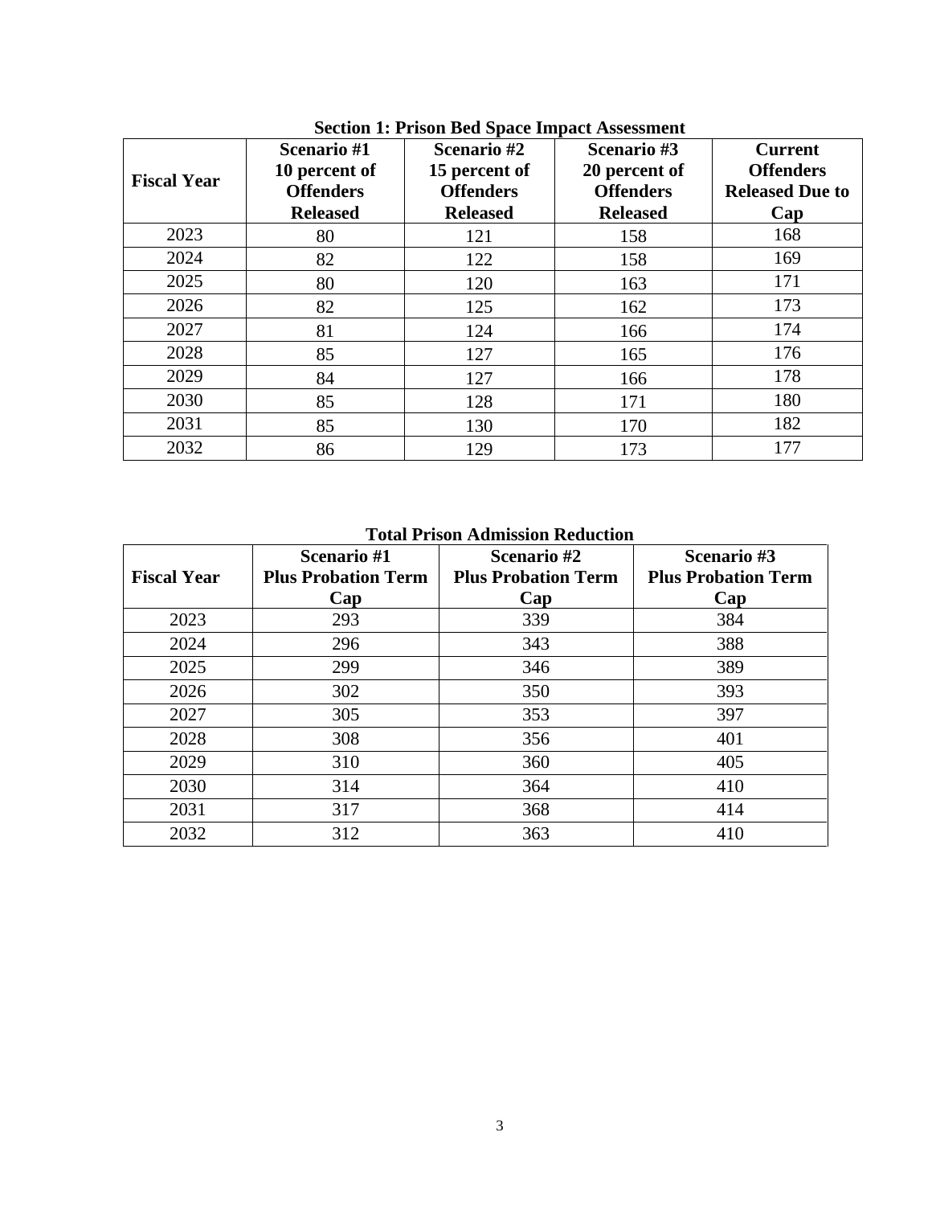**Section 1: Prison Bed Space Impact Assessment**

| Fiscal Year | Scenario #1 10 percent of Offenders Released | Scenario #2 15 percent of Offenders Released | Scenario #3 20 percent of Offenders Released | Current Offenders Released Due to Cap |
|---|---|---|---|---|
| 2023 | 80 | 121 | 158 | 168 |
| 2024 | 82 | 122 | 158 | 169 |
| 2025 | 80 | 120 | 163 | 171 |
| 2026 | 82 | 125 | 162 | 173 |
| 2027 | 81 | 124 | 166 | 174 |
| 2028 | 85 | 127 | 165 | 176 |
| 2029 | 84 | 127 | 166 | 178 |
| 2030 | 85 | 128 | 171 | 180 |
| 2031 | 85 | 130 | 170 | 182 |
| 2032 | 86 | 129 | 173 | 177 |

**Total Prison Admission Reduction**

| Fiscal Year | Scenario #1 Plus Probation Term Cap | Scenario #2 Plus Probation Term Cap | Scenario #3 Plus Probation Term Cap |
|---|---|---|---|
| 2023 | 293 | 339 | 384 |
| 2024 | 296 | 343 | 388 |
| 2025 | 299 | 346 | 389 |
| 2026 | 302 | 350 | 393 |
| 2027 | 305 | 353 | 397 |
| 2028 | 308 | 356 | 401 |
| 2029 | 310 | 360 | 405 |
| 2030 | 314 | 364 | 410 |
| 2031 | 317 | 368 | 414 |
| 2032 | 312 | 363 | 410 |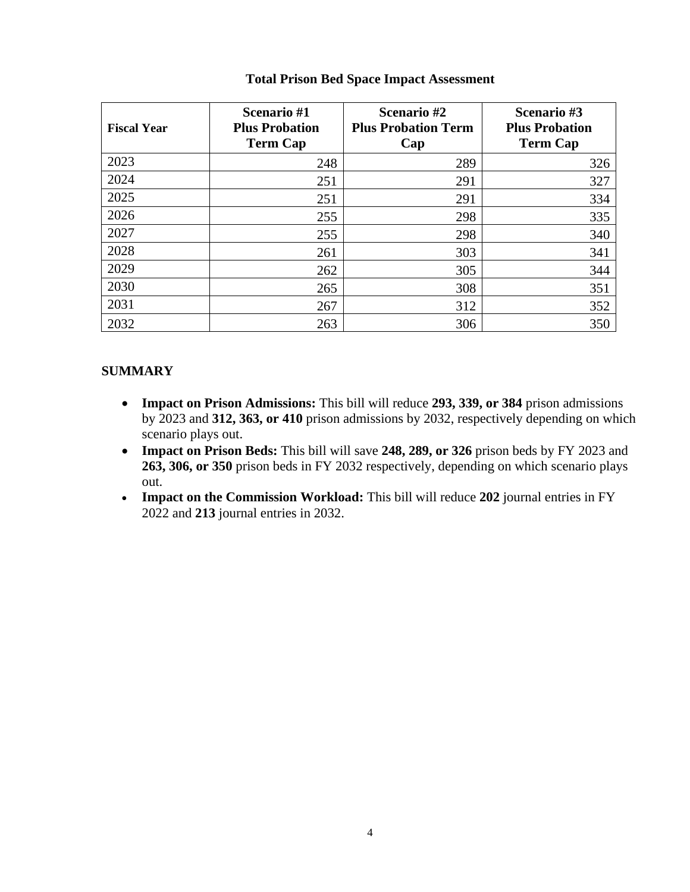**Total Prison Bed Space Impact Assessment**

| Fiscal Year | Scenario #1 Plus Probation Term Cap | Scenario #2 Plus Probation Term Cap | Scenario #3 Plus Probation Term Cap |
|---|---|---|---|
| 2023 | 248 | 289 | 326 |
| 2024 | 251 | 291 | 327 |
| 2025 | 251 | 291 | 334 |
| 2026 | 255 | 298 | 335 |
| 2027 | 255 | 298 | 340 |
| 2028 | 261 | 303 | 341 |
| 2029 | 262 | 305 | 344 |
| 2030 | 265 | 308 | 351 |
| 2031 | 267 | 312 | 352 |
| 2032 | 263 | 306 | 350 |

## SUMMARY

- **Impact on Prison Admissions:** This bill will reduce **293, 339, or 384** prison admissions by 2023 and **312, 363, or 410** prison admissions by 2032, respectively depending on which scenario plays out.
- **Impact on Prison Beds:** This bill will save **248, 289, or 326** prison beds by FY 2023 and **263, 306, or 350** prison beds in FY 2032 respectively, depending on which scenario plays out.
- **Impact on the Commission Workload:** This bill will reduce **202** journal entries in FY 2022 and **213** journal entries in 2032.